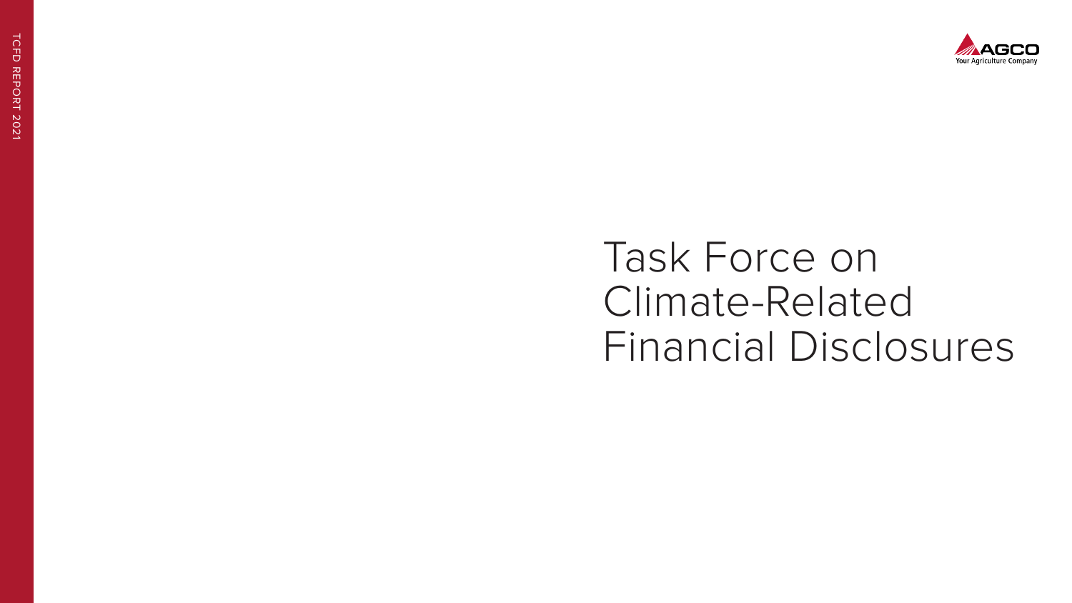# Task Force on Climate-Related Financial Disclosures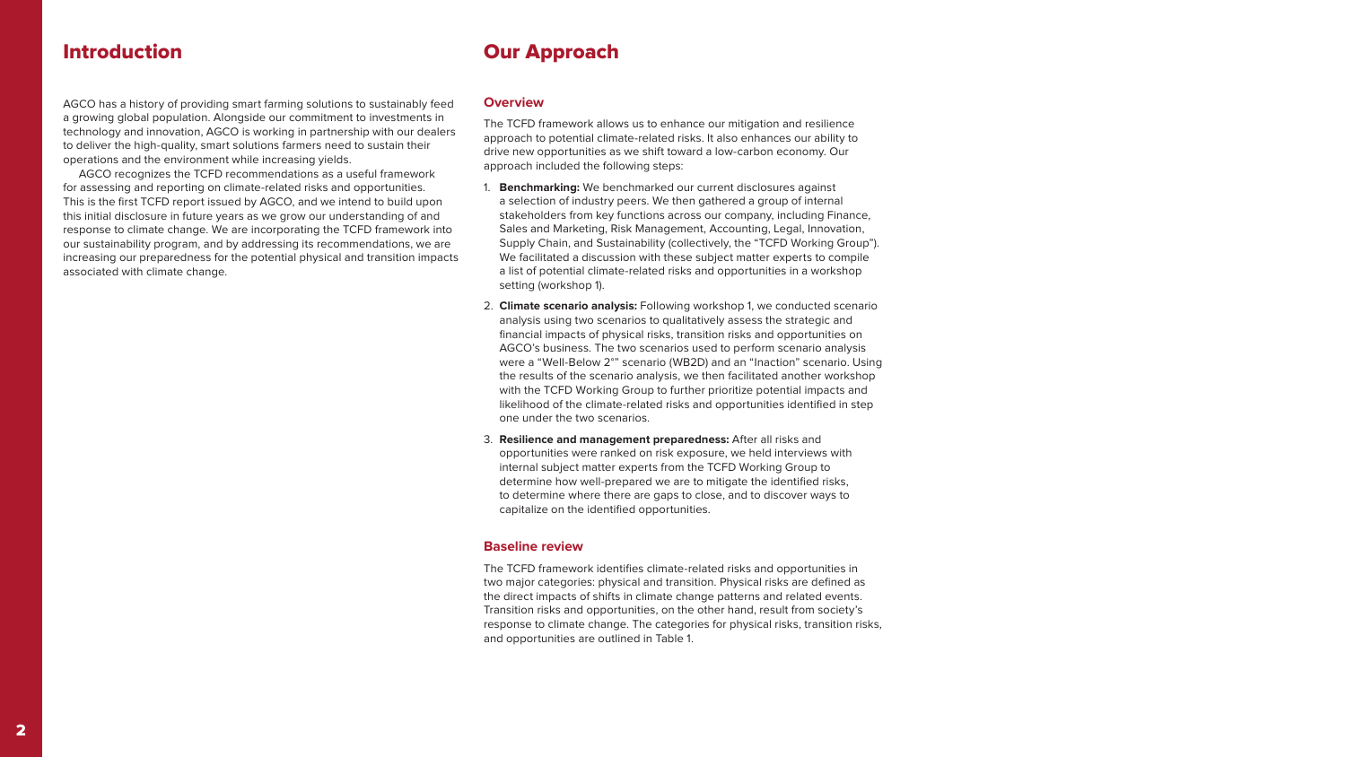## Introduction

AGCO has a history of providing smart farming solutions to sustainably feed a growing global population. Alongside our commitment to investments in technology and innovation, AGCO is working in partnership with our dealers to deliver the high-quality, smart solutions farmers need to sustain their operations and the environment while increasing yields.

AGCO recognizes the TCFD recommendations as a useful framework for assessing and reporting on climate-related risks and opportunities. This is the first TCFD report issued by AGCO, and we intend to build upon this initial disclosure in future years as we grow our understanding of and response to climate change. We are incorporating the TCFD framework into our sustainability program, and by addressing its recommendations, we are increasing our preparedness for the potential physical and transition impacts associated with climate change.

## Our Approach

### Overview

The TCFD framework allows us to enhance our mitigation and resilience approach to potential climate-related risks. It also enhances our ability to drive new opportunities as we shift toward a low-carbon economy. Our approach included the following steps:

1. **Benchmarking:** We benchmarked our current disclosures against a selection of industry peers. We then gathered a group of internal stakeholders from key functions across our company, including Finance, Sales and Marketing, Risk Management, Accounting, Legal, Innovation, Supply Chain, and Sustainability (collectively, the "TCFD Working Group"). We facilitated a discussion with these subject matter experts to compile a list of potential climate-related risks and opportunities in a workshop setting (workshop 1).
2. **Climate scenario analysis:** Following workshop 1, we conducted scenario analysis using two scenarios to qualitatively assess the strategic and financial impacts of physical risks, transition risks and opportunities on AGCO's business. The two scenarios used to perform scenario analysis were a "Well-Below 2°" scenario (WB2D) and an "Inaction" scenario. Using the results of the scenario analysis, we then facilitated another workshop with the TCFD Working Group to further prioritize potential impacts and likelihood of the climate-related risks and opportunities identified in step one under the two scenarios.
3. **Resilience and management preparedness:** After all risks and opportunities were ranked on risk exposure, we held interviews with internal subject matter experts from the TCFD Working Group to determine how well-prepared we are to mitigate the identified risks, to determine where there are gaps to close, and to discover ways to capitalize on the identified opportunities.

### Baseline review

The TCFD framework identifies climate-related risks and opportunities in two major categories: physical and transition. Physical risks are defined as the direct impacts of shifts in climate change patterns and related events. Transition risks and opportunities, on the other hand, result from society's response to climate change. The categories for physical risks, transition risks, and opportunities are outlined in Table 1.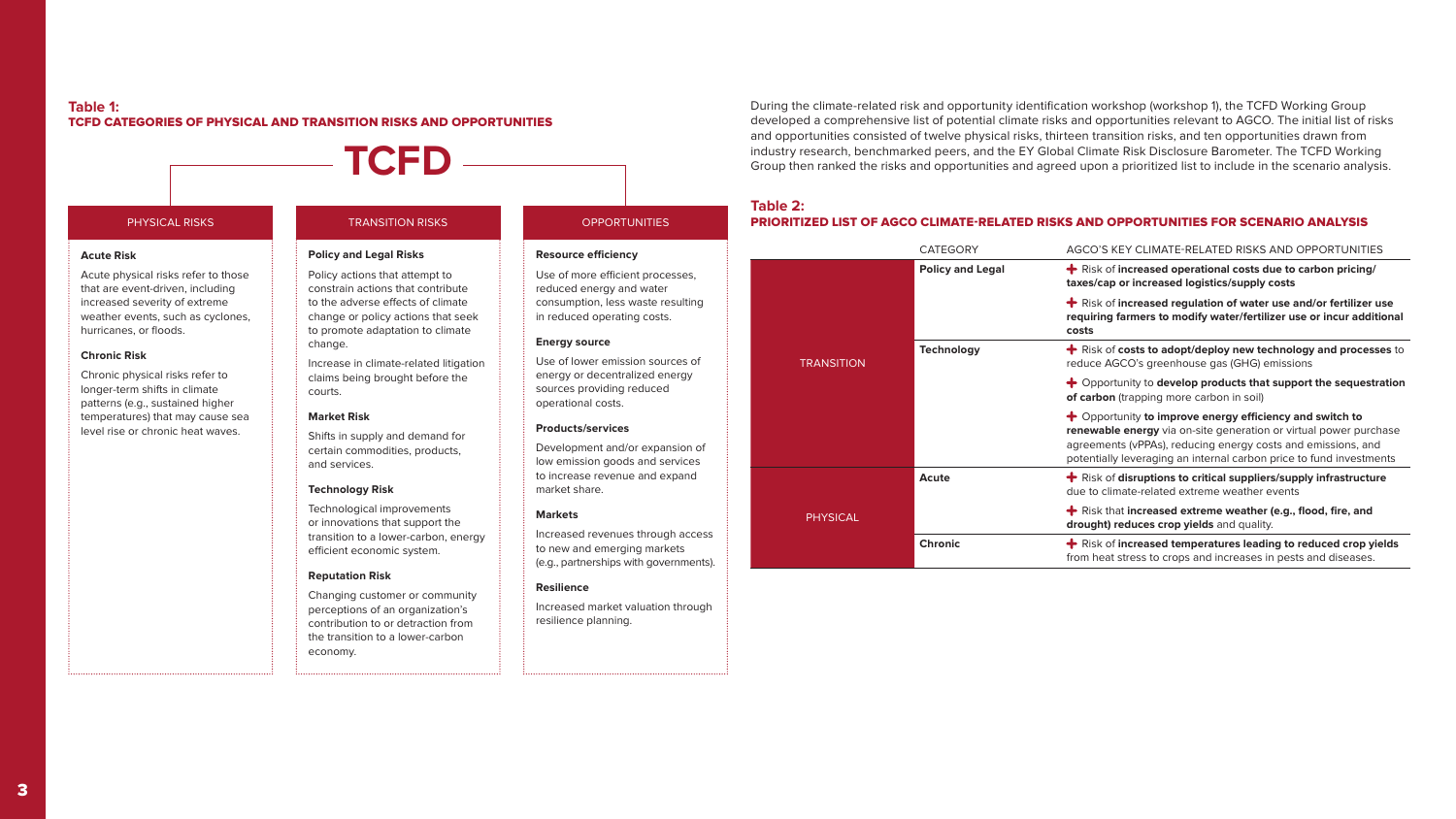**Table 1:**
**TCFD CATEGORIES OF PHYSICAL AND TRANSITION RISKS AND OPPORTUNITIES**

# TCFD

| PHYSICAL RISKS | TRANSITION RISKS | OPPORTUNITIES |
|---|---|---|
| **Acute Risk**<br>Acute physical risks refer to those that are event-driven, including increased severity of extreme weather events, such as cyclones, hurricanes, or floods.<br><br>**Chronic Risk**<br>Chronic physical risks refer to longer-term shifts in climate patterns (e.g., sustained higher temperatures) that may cause sea level rise or chronic heat waves. | **Policy and Legal Risks**<br>Policy actions that attempt to constrain actions that contribute to the adverse effects of climate change or policy actions that seek to promote adaptation to climate change.<br>Increase in climate-related litigation claims being brought before the courts.<br><br>**Market Risk**<br>Shifts in supply and demand for certain commodities, products, and services.<br><br>**Technology Risk**<br>Technological improvements or innovations that support the transition to a lower-carbon, energy efficient economic system.<br><br>**Reputation Risk**<br>Changing customer or community perceptions of an organization's contribution to or detraction from the transition to a lower-carbon economy. | **Resource efficiency**<br>Use of more efficient processes, reduced energy and water consumption, less waste resulting in reduced operating costs.<br><br>**Energy source**<br>Use of lower emission sources of energy or decentralized energy sources providing reduced operational costs.<br><br>**Products/services**<br>Development and/or expansion of low emission goods and services to increase revenue and expand market share.<br><br>**Markets**<br>Increased revenues through access to new and emerging markets (e.g., partnerships with governments).<br><br>**Resilience**<br>Increased market valuation through resilience planning. |

During the climate-related risk and opportunity identification workshop (workshop 1), the TCFD Working Group developed a comprehensive list of potential climate risks and opportunities relevant to AGCO. The initial list of risks and opportunities consisted of twelve physical risks, thirteen transition risks, and ten opportunities drawn from industry research, benchmarked peers, and the EY Global Climate Risk Disclosure Barometer. The TCFD Working Group then ranked the risks and opportunities and agreed upon a prioritized list to include in the scenario analysis.

**Table 2:**
**PRIORITIZED LIST OF AGCO CLIMATE-RELATED RISKS AND OPPORTUNITIES FOR SCENARIO ANALYSIS**

| | CATEGORY | AGCO'S KEY CLIMATE-RELATED RISKS AND OPPORTUNITIES |
|---|---|---|
| TRANSITION | **Policy and Legal** | + Risk of **increased operational costs due to carbon pricing/ taxes/cap or increased logistics/supply costs** |
| | | + Risk of **increased regulation of water use and/or fertilizer use requiring farmers to modify water/fertilizer use or incur additional costs** |
| | **Technology** | + Risk of **costs to adopt/deploy new technology and processes** to reduce AGCO's greenhouse gas (GHG) emissions |
| | | + Opportunity to **develop products that support the sequestration of carbon** (trapping more carbon in soil) |
| | | + Opportunity **to improve energy efficiency and switch to renewable energy** via on-site generation or virtual power purchase agreements (vPPAs), reducing energy costs and emissions, and potentially leveraging an internal carbon price to fund investments |
| PHYSICAL | **Acute** | + Risk of **disruptions to critical suppliers/supply infrastructure** due to climate-related extreme weather events |
| | | + Risk that **increased extreme weather (e.g., flood, fire, and drought) reduces crop yields** and quality. |
| | **Chronic** | + Risk of **increased temperatures leading to reduced crop yields** from heat stress to crops and increases in pests and diseases. |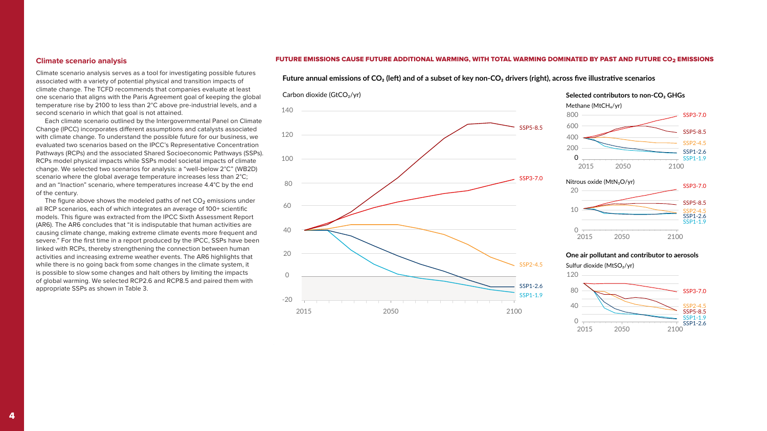## Climate scenario analysis

Climate scenario analysis serves as a tool for investigating possible futures associated with a variety of potential physical and transition impacts of climate change. The TCFD recommends that companies evaluate at least one scenario that aligns with the Paris Agreement goal of keeping the global temperature rise by 2100 to less than 2°C above pre-industrial levels, and a second scenario in which that goal is not attained.

Each climate scenario outlined by the Intergovernmental Panel on Climate Change (IPCC) incorporates different assumptions and catalysts associated with climate change. To understand the possible future for our business, we evaluated two scenarios based on the IPCC's Representative Concentration Pathways (RCPs) and the associated Shared Socioeconomic Pathways (SSPs). RCPs model physical impacts while SSPs model societal impacts of climate change. We selected two scenarios for analysis: a "well-below 2°C" (WB2D) scenario where the global average temperature increases less than 2°C; and an "Inaction" scenario, where temperatures increase 4.4°C by the end of the century.

The figure above shows the modeled paths of net $CO_2$ emissions under all RCP scenarios, each of which integrates an average of 100+ scientific models. This figure was extracted from the IPCC Sixth Assessment Report (AR6). The AR6 concludes that "it is indisputable that human activities are causing climate change, making extreme climate events more frequent and severe." For the first time in a report produced by the IPCC, SSPs have been linked with RCPs, thereby strengthening the connection between human activities and increasing extreme weather events. The AR6 highlights that while there is no going back from some changes in the climate system, it is possible to slow some changes and halt others by limiting the impacts of global warming. We selected RCP2.6 and RCP8.5 and paired them with appropriate SSPs as shown in Table 3.

**FUTURE EMISSIONS CAUSE FUTURE ADDITIONAL WARMING, WITH TOTAL WARMING DOMINATED BY PAST AND FUTURE $CO_2$ EMISSIONS**

**Future annual emissions of $CO_2$ (left) and of a subset of key non-$CO_2$ drivers (right), across five illustrative scenarios**

Carbon dioxide ($GtCO_2$/yr)

140 | 120 | 100 | 80 | 60 | 40 | 20 | 0 | -20

2015 | 2050 | 2100

SSP5-8.5, SSP3-7.0, SSP2-4.5, SSP1-2.6, SSP1-1.9

**Selected contributors to non-$CO_2$ GHGs**

Methane ($MtCH_4$/yr)

800 | 600 | 400 | 200 | 0

2015 | 2050 | 2100

SSP3-7.0, SSP5-8.5, SSP2-4.5, SSP1-2.6, SSP1-1.9

Nitrous oxide ($MtN_2O$/yr)

20 | 10 | 0

2015 | 2050 | 2100

SSP3-7.0, SSP5-8.5, SSP2-4.5, SSP1-2.6, SSP1-1.9

**One air pollutant and contributor to aerosols**

Sulfur dioxide ($MtSO_2$/yr)

120 | 80 | 40 | 0

2015 | 2050 | 2100

SSP3-7.0, SSP2-4.5, SSP5-8.5, SSP1-1.9, SSP1-2.6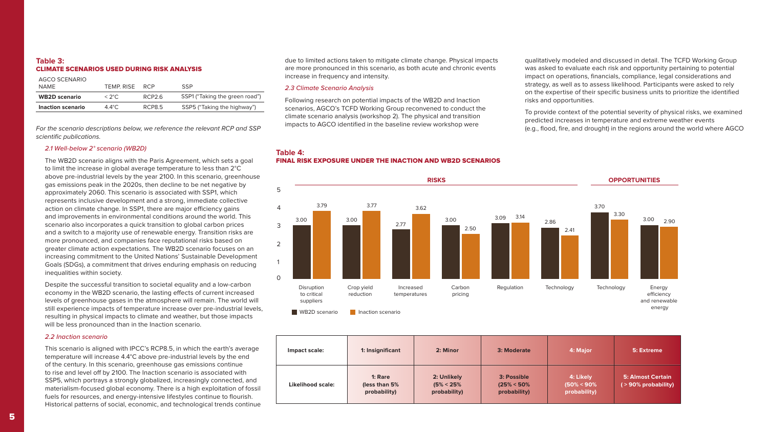### Table 3:
### CLIMATE SCENARIOS USED DURING RISK ANALYSIS

| AGCO SCENARIO NAME | TEMP. RISE | RCP | SSP |
|---|---|---|---|
| **WB2D scenario** | < 2°C | RCP2.6 | SSP1 ("Taking the green road") |
| **Inaction scenario** | 4.4°C | RCP8.5 | SSP5 ("Taking the highway") |

*For the scenario descriptions below, we reference the relevant RCP and SSP scientific publications.*

#### *2.1 Well-below 2° scenario (WB2D)*

The WB2D scenario aligns with the Paris Agreement, which sets a goal to limit the increase in global average temperature to less than 2°C above pre-industrial levels by the year 2100. In this scenario, greenhouse gas emissions peak in the 2020s, then decline to be net negative by approximately 2060. This scenario is associated with SSP1, which represents inclusive development and a strong, immediate collective action on climate change. In SSP1, there are major efficiency gains and improvements in environmental conditions around the world. This scenario also incorporates a quick transition to global carbon prices and a switch to a majority use of renewable energy. Transition risks are more pronounced, and companies face reputational risks based on greater climate action expectations. The WB2D scenario focuses on an increasing commitment to the United Nations' Sustainable Development Goals (SDGs), a commitment that drives enduring emphasis on reducing inequalities within society.

Despite the successful transition to societal equality and a low-carbon economy in the WB2D scenario, the lasting effects of current increased levels of greenhouse gases in the atmosphere will remain. The world will still experience impacts of temperature increase over pre-industrial levels, resulting in physical impacts to climate and weather, but those impacts will be less pronounced than in the Inaction scenario.

#### *2.2 Inaction scenario*

This scenario is aligned with IPCC's RCP8.5, in which the earth's average temperature will increase 4.4°C above pre-industrial levels by the end of the century. In this scenario, greenhouse gas emissions continue to rise and level off by 2100. The Inaction scenario is associated with SSP5, which portrays a strongly globalized, increasingly connected, and materialism-focused global economy. There is a high exploitation of fossil fuels for resources, and energy-intensive lifestyles continue to flourish. Historical patterns of social, economic, and technological trends continue due to limited actions taken to mitigate climate change. Physical impacts are more pronounced in this scenario, as both acute and chronic events increase in frequency and intensity.

#### *2.3 Climate Scenario Analysis*

Following research on potential impacts of the WB2D and Inaction scenarios, AGCO's TCFD Working Group reconvened to conduct the climate scenario analysis (workshop 2). The physical and transition impacts to AGCO identified in the baseline review workshop were qualitatively modeled and discussed in detail. The TCFD Working Group was asked to evaluate each risk and opportunity pertaining to potential impact on operations, financials, compliance, legal considerations and strategy, as well as to assess likelihood. Participants were asked to rely on the expertise of their specific business units to prioritize the identified risks and opportunities.

To provide context of the potential severity of physical risks, we examined predicted increases in temperature and extreme weather events (e.g., flood, fire, and drought) in the regions around the world where AGCO

### Table 4:
### FINAL RISK EXPOSURE UNDER THE INACTION AND WB2D SCENARIOS

| Category | Item | WB2D scenario | Inaction scenario |
|---|---|---|---|
| Risks | Disruption to critical suppliers | 3.00 | 3.79 |
| Risks | Crop yield reduction | 3.00 | 3.77 |
| Risks | Increased temperatures | 2.77 | 3.62 |
| Risks | Carbon pricing | 3.00 | 2.50 |
| Risks | Regulation | 3.09 | 3.14 |
| Risks | Technology | 2.86 | 2.41 |
| Opportunities | Technology | 3.70 | 3.30 |
| Opportunities | Energy efficiency and renewable energy | 3.00 | 2.90 |

| Impact scale: | 1: Insignificant | 2: Minor | 3: Moderate | 4: Major | 5: Extreme |
|---|---|---|---|---|---|
| **Likelihood scale:** | **1: Rare (less than 5% probability)** | **2: Unlikely (5% < 25% probability)** | **3: Possible (25% < 50% probability)** | **4: Likely (50% < 90% probability)** | **5: Almost Certain (> 90% probability)** |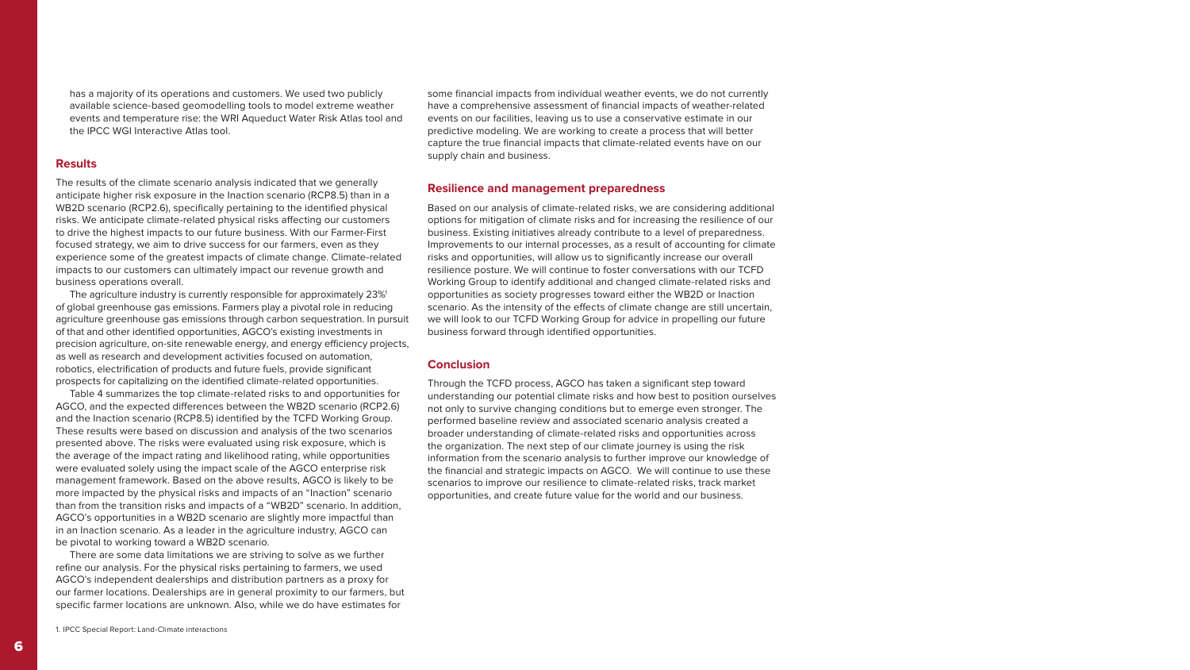has a majority of its operations and customers. We used two publicly available science-based geomodelling tools to model extreme weather events and temperature rise: the WRI Aqueduct Water Risk Atlas tool and the IPCC WGI Interactive Atlas tool.

## Results

The results of the climate scenario analysis indicated that we generally anticipate higher risk exposure in the Inaction scenario (RCP8.5) than in a WB2D scenario (RCP2.6), specifically pertaining to the identified physical risks. We anticipate climate-related physical risks affecting our customers to drive the highest impacts to our future business. With our Farmer-First focused strategy, we aim to drive success for our farmers, even as they experience some of the greatest impacts of climate change. Climate-related impacts to our customers can ultimately impact our revenue growth and business operations overall.

The agriculture industry is currently responsible for approximately 23%[1] of global greenhouse gas emissions. Farmers play a pivotal role in reducing agriculture greenhouse gas emissions through carbon sequestration. In pursuit of that and other identified opportunities, AGCO's existing investments in precision agriculture, on-site renewable energy, and energy efficiency projects, as well as research and development activities focused on automation, robotics, electrification of products and future fuels, provide significant prospects for capitalizing on the identified climate-related opportunities.

Table 4 summarizes the top climate-related risks to and opportunities for AGCO, and the expected differences between the WB2D scenario (RCP2.6) and the Inaction scenario (RCP8.5) identified by the TCFD Working Group. These results were based on discussion and analysis of the two scenarios presented above. The risks were evaluated using risk exposure, which is the average of the impact rating and likelihood rating, while opportunities were evaluated solely using the impact scale of the AGCO enterprise risk management framework. Based on the above results, AGCO is likely to be more impacted by the physical risks and impacts of an "Inaction" scenario than from the transition risks and impacts of a "WB2D" scenario. In addition, AGCO's opportunities in a WB2D scenario are slightly more impactful than in an Inaction scenario. As a leader in the agriculture industry, AGCO can be pivotal to working toward a WB2D scenario.

There are some data limitations we are striving to solve as we further refine our analysis. For the physical risks pertaining to farmers, we used AGCO's independent dealerships and distribution partners as a proxy for our farmer locations. Dealerships are in general proximity to our farmers, but specific farmer locations are unknown. Also, while we do have estimates for some financial impacts from individual weather events, we do not currently have a comprehensive assessment of financial impacts of weather-related events on our facilities, leaving us to use a conservative estimate in our predictive modeling. We are working to create a process that will better capture the true financial impacts that climate-related events have on our supply chain and business.

## Resilience and management preparedness

Based on our analysis of climate-related risks, we are considering additional options for mitigation of climate risks and for increasing the resilience of our business. Existing initiatives already contribute to a level of preparedness. Improvements to our internal processes, as a result of accounting for climate risks and opportunities, will allow us to significantly increase our overall resilience posture. We will continue to foster conversations with our TCFD Working Group to identify additional and changed climate-related risks and opportunities as society progresses toward either the WB2D or Inaction scenario. As the intensity of the effects of climate change are still uncertain, we will look to our TCFD Working Group for advice in propelling our future business forward through identified opportunities.

## Conclusion

Through the TCFD process, AGCO has taken a significant step toward understanding our potential climate risks and how best to position ourselves not only to survive changing conditions but to emerge even stronger. The performed baseline review and associated scenario analysis created a broader understanding of climate-related risks and opportunities across the organization. The next step of our climate journey is using the risk information from the scenario analysis to further improve our knowledge of the financial and strategic impacts on AGCO. We will continue to use these scenarios to improve our resilience to climate-related risks, track market opportunities, and create future value for the world and our business.

1. IPCC Special Report: Land-Climate interactions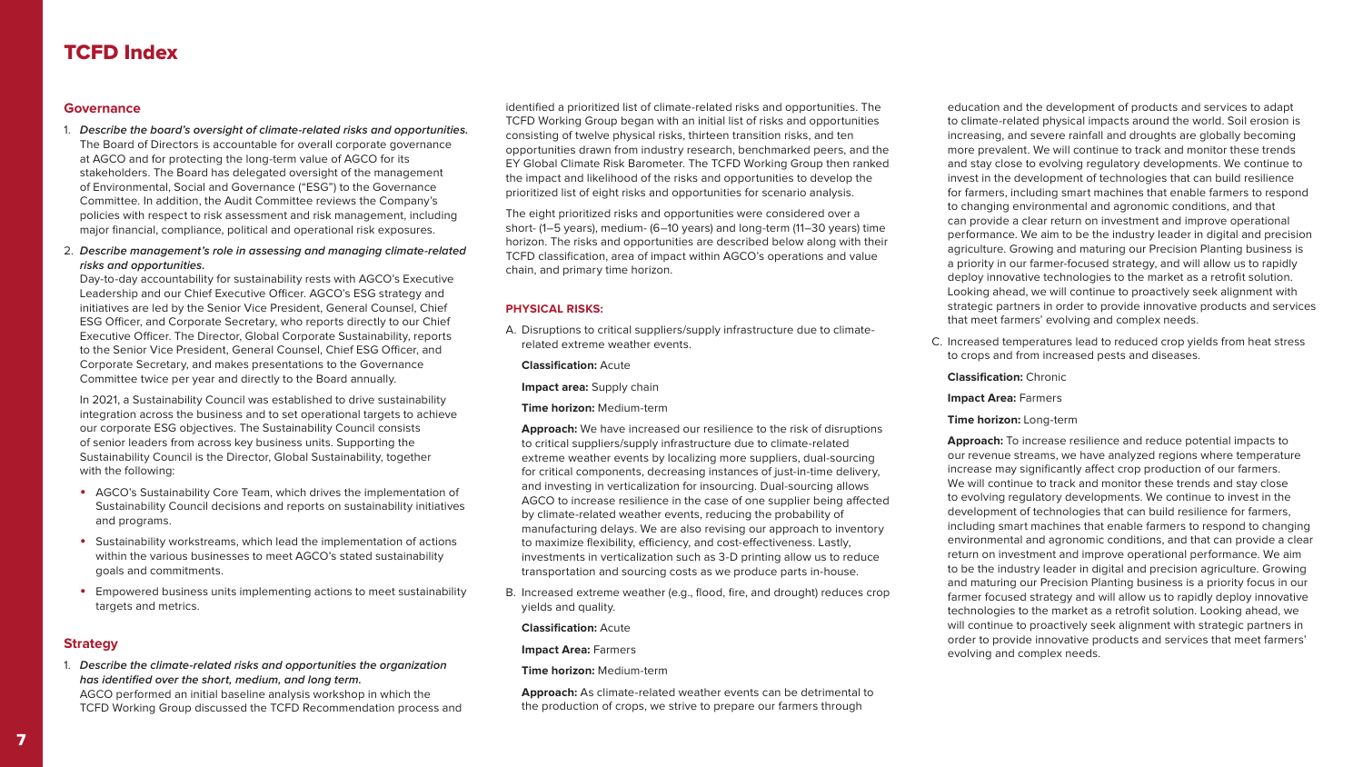# TCFD Index

## Governance

1. ***Describe the board's oversight of climate-related risks and opportunities.*** The Board of Directors is accountable for overall corporate governance at AGCO and for protecting the long-term value of AGCO for its stakeholders. The Board has delegated oversight of the management of Environmental, Social and Governance ("ESG") to the Governance Committee. In addition, the Audit Committee reviews the Company's policies with respect to risk assessment and risk management, including major financial, compliance, political and operational risk exposures.

2. ***Describe management's role in assessing and managing climate-related risks and opportunities.***
   Day-to-day accountability for sustainability rests with AGCO's Executive Leadership and our Chief Executive Officer. AGCO's ESG strategy and initiatives are led by the Senior Vice President, General Counsel, Chief ESG Officer, and Corporate Secretary, who reports directly to our Chief Executive Officer. The Director, Global Corporate Sustainability, reports to the Senior Vice President, General Counsel, Chief ESG Officer, and Corporate Secretary, and makes presentations to the Governance Committee twice per year and directly to the Board annually.

   In 2021, a Sustainability Council was established to drive sustainability integration across the business and to set operational targets to achieve our corporate ESG objectives. The Sustainability Council consists of senior leaders from across key business units. Supporting the Sustainability Council is the Director, Global Sustainability, together with the following:

   - AGCO's Sustainability Core Team, which drives the implementation of Sustainability Council decisions and reports on sustainability initiatives and programs.
   - Sustainability workstreams, which lead the implementation of actions within the various businesses to meet AGCO's stated sustainability goals and commitments.
   - Empowered business units implementing actions to meet sustainability targets and metrics.

## Strategy

1. ***Describe the climate-related risks and opportunities the organization has identified over the short, medium, and long term.***
   AGCO performed an initial baseline analysis workshop in which the TCFD Working Group discussed the TCFD Recommendation process and identified a prioritized list of climate-related risks and opportunities. The TCFD Working Group began with an initial list of risks and opportunities consisting of twelve physical risks, thirteen transition risks, and ten opportunities drawn from industry research, benchmarked peers, and the EY Global Climate Risk Barometer. The TCFD Working Group then ranked the impact and likelihood of the risks and opportunities to develop the prioritized list of eight risks and opportunities for scenario analysis.

   The eight prioritized risks and opportunities were considered over a short- (1–5 years), medium- (6–10 years) and long-term (11–30 years) time horizon. The risks and opportunities are described below along with their TCFD classification, area of impact within AGCO's operations and value chain, and primary time horizon.

### PHYSICAL RISKS:

A. Disruptions to critical suppliers/supply infrastructure due to climate-related extreme weather events.

   **Classification:** Acute

   **Impact area:** Supply chain

   **Time horizon:** Medium-term

   **Approach:** We have increased our resilience to the risk of disruptions to critical suppliers/supply infrastructure due to climate-related extreme weather events by localizing more suppliers, dual-sourcing for critical components, decreasing instances of just-in-time delivery, and investing in verticalization for insourcing. Dual-sourcing allows AGCO to increase resilience in the case of one supplier being affected by climate-related weather events, reducing the probability of manufacturing delays. We are also revising our approach to inventory to maximize flexibility, efficiency, and cost-effectiveness. Lastly, investments in verticalization such as 3-D printing allow us to reduce transportation and sourcing costs as we produce parts in-house.

B. Increased extreme weather (e.g., flood, fire, and drought) reduces crop yields and quality.

   **Classification:** Acute

   **Impact Area:** Farmers

   **Time horizon:** Medium-term

   **Approach:** As climate-related weather events can be detrimental to the production of crops, we strive to prepare our farmers through education and the development of products and services to adapt to climate-related physical impacts around the world. Soil erosion is increasing, and severe rainfall and droughts are globally becoming more prevalent. We will continue to track and monitor these trends and stay close to evolving regulatory developments. We continue to invest in the development of technologies that can build resilience for farmers, including smart machines that enable farmers to respond to changing environmental and agronomic conditions, and that can provide a clear return on investment and improve operational performance. We aim to be the industry leader in digital and precision agriculture. Growing and maturing our Precision Planting business is a priority in our farmer-focused strategy, and will allow us to rapidly deploy innovative technologies to the market as a retrofit solution. Looking ahead, we will continue to proactively seek alignment with strategic partners in order to provide innovative products and services that meet farmers' evolving and complex needs.

C. Increased temperatures lead to reduced crop yields from heat stress to crops and from increased pests and diseases.

   **Classification:** Chronic

   **Impact Area:** Farmers

   **Time horizon:** Long-term

   **Approach:** To increase resilience and reduce potential impacts to our revenue streams, we have analyzed regions where temperature increase may significantly affect crop production of our farmers. We will continue to track and monitor these trends and stay close to evolving regulatory developments. We continue to invest in the development of technologies that can build resilience for farmers, including smart machines that enable farmers to respond to changing environmental and agronomic conditions, and that can provide a clear return on investment and improve operational performance. We aim to be the industry leader in digital and precision agriculture. Growing and maturing our Precision Planting business is a priority focus in our farmer focused strategy and will allow us to rapidly deploy innovative technologies to the market as a retrofit solution. Looking ahead, we will continue to proactively seek alignment with strategic partners in order to provide innovative products and services that meet farmers' evolving and complex needs.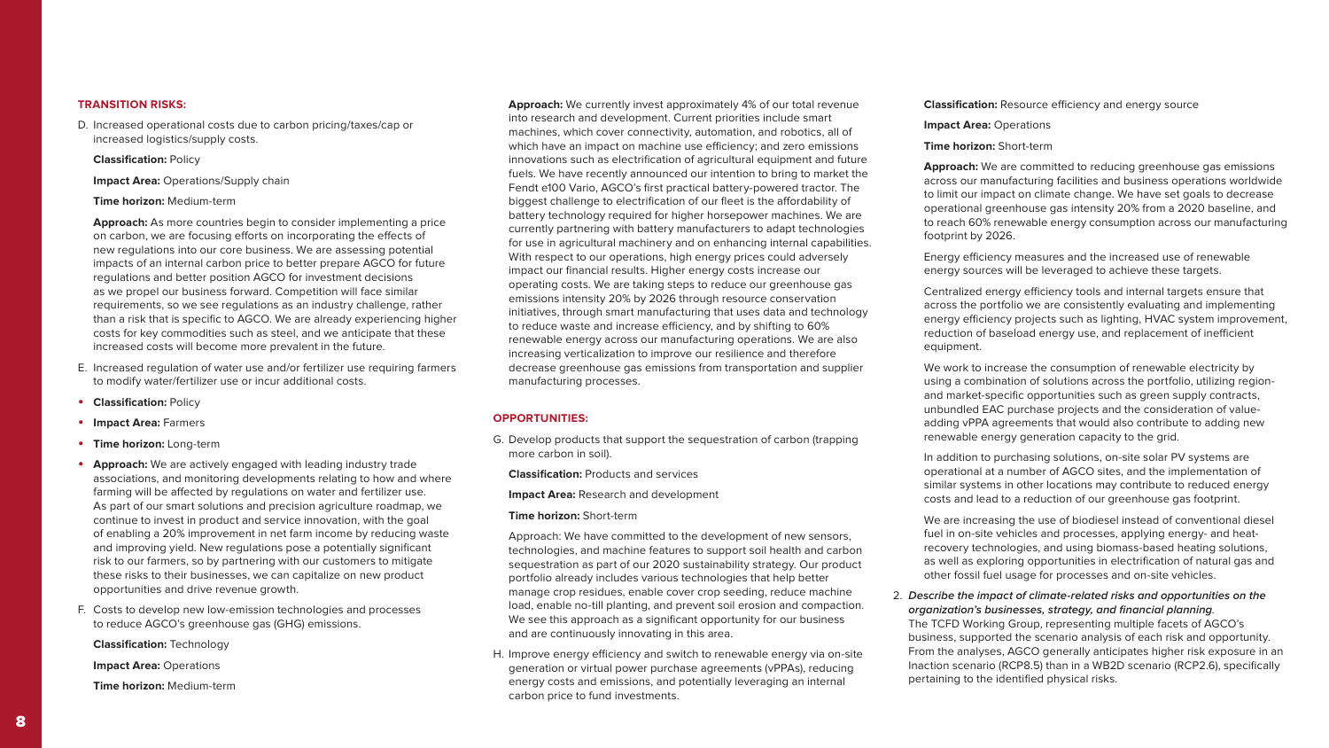**TRANSITION RISKS:**

D. Increased operational costs due to carbon pricing/taxes/cap or increased logistics/supply costs.

**Classification:** Policy

**Impact Area:** Operations/Supply chain

**Time horizon:** Medium-term

**Approach:** As more countries begin to consider implementing a price on carbon, we are focusing efforts on incorporating the effects of new regulations into our core business. We are assessing potential impacts of an internal carbon price to better prepare AGCO for future regulations and better position AGCO for investment decisions as we propel our business forward. Competition will face similar requirements, so we see regulations as an industry challenge, rather than a risk that is specific to AGCO. We are already experiencing higher costs for key commodities such as steel, and we anticipate that these increased costs will become more prevalent in the future.

E. Increased regulation of water use and/or fertilizer use requiring farmers to modify water/fertilizer use or incur additional costs.

- **Classification:** Policy
- **Impact Area:** Farmers
- **Time horizon:** Long-term
- **Approach:** We are actively engaged with leading industry trade associations, and monitoring developments relating to how and where farming will be affected by regulations on water and fertilizer use. As part of our smart solutions and precision agriculture roadmap, we continue to invest in product and service innovation, with the goal of enabling a 20% improvement in net farm income by reducing waste and improving yield. New regulations pose a potentially significant risk to our farmers, so by partnering with our customers to mitigate these risks to their businesses, we can capitalize on new product opportunities and drive revenue growth.

F. Costs to develop new low-emission technologies and processes to reduce AGCO's greenhouse gas (GHG) emissions.

**Classification:** Technology

**Impact Area:** Operations

**Time horizon:** Medium-term

**Approach:** We currently invest approximately 4% of our total revenue into research and development. Current priorities include smart machines, which cover connectivity, automation, and robotics, all of which have an impact on machine use efficiency; and zero emissions innovations such as electrification of agricultural equipment and future fuels. We have recently announced our intention to bring to market the Fendt e100 Vario, AGCO's first practical battery-powered tractor. The biggest challenge to electrification of our fleet is the affordability of battery technology required for higher horsepower machines. We are currently partnering with battery manufacturers to adapt technologies for use in agricultural machinery and on enhancing internal capabilities. With respect to our operations, high energy prices could adversely impact our financial results. Higher energy costs increase our operating costs. We are taking steps to reduce our greenhouse gas emissions intensity 20% by 2026 through resource conservation initiatives, through smart manufacturing that uses data and technology to reduce waste and increase efficiency, and by shifting to 60% renewable energy across our manufacturing operations. We are also increasing verticalization to improve our resilience and therefore decrease greenhouse gas emissions from transportation and supplier manufacturing processes.

**OPPORTUNITIES:**

G. Develop products that support the sequestration of carbon (trapping more carbon in soil).

**Classification:** Products and services

**Impact Area:** Research and development

**Time horizon:** Short-term

Approach: We have committed to the development of new sensors, technologies, and machine features to support soil health and carbon sequestration as part of our 2020 sustainability strategy. Our product portfolio already includes various technologies that help better manage crop residues, enable cover crop seeding, reduce machine load, enable no-till planting, and prevent soil erosion and compaction. We see this approach as a significant opportunity for our business and are continuously innovating in this area.

H. Improve energy efficiency and switch to renewable energy via on-site generation or virtual power purchase agreements (vPPAs), reducing energy costs and emissions, and potentially leveraging an internal carbon price to fund investments.

**Classification:** Resource efficiency and energy source

**Impact Area:** Operations

**Time horizon:** Short-term

**Approach:** We are committed to reducing greenhouse gas emissions across our manufacturing facilities and business operations worldwide to limit our impact on climate change. We have set goals to decrease operational greenhouse gas intensity 20% from a 2020 baseline, and to reach 60% renewable energy consumption across our manufacturing footprint by 2026.

Energy efficiency measures and the increased use of renewable energy sources will be leveraged to achieve these targets.

Centralized energy efficiency tools and internal targets ensure that across the portfolio we are consistently evaluating and implementing energy efficiency projects such as lighting, HVAC system improvement, reduction of baseload energy use, and replacement of inefficient equipment.

We work to increase the consumption of renewable electricity by using a combination of solutions across the portfolio, utilizing region- and market-specific opportunities such as green supply contracts, unbundled EAC purchase projects and the consideration of value-adding vPPA agreements that would also contribute to adding new renewable energy generation capacity to the grid.

In addition to purchasing solutions, on-site solar PV systems are operational at a number of AGCO sites, and the implementation of similar systems in other locations may contribute to reduced energy costs and lead to a reduction of our greenhouse gas footprint.

We are increasing the use of biodiesel instead of conventional diesel fuel in on-site vehicles and processes, applying energy- and heat-recovery technologies, and using biomass-based heating solutions, as well as exploring opportunities in electrification of natural gas and other fossil fuel usage for processes and on-site vehicles.

2. ***Describe the impact of climate-related risks and opportunities on the organization's businesses, strategy, and financial planning.***
The TCFD Working Group, representing multiple facets of AGCO's business, supported the scenario analysis of each risk and opportunity. From the analyses, AGCO generally anticipates higher risk exposure in an Inaction scenario (RCP8.5) than in a WB2D scenario (RCP2.6), specifically pertaining to the identified physical risks.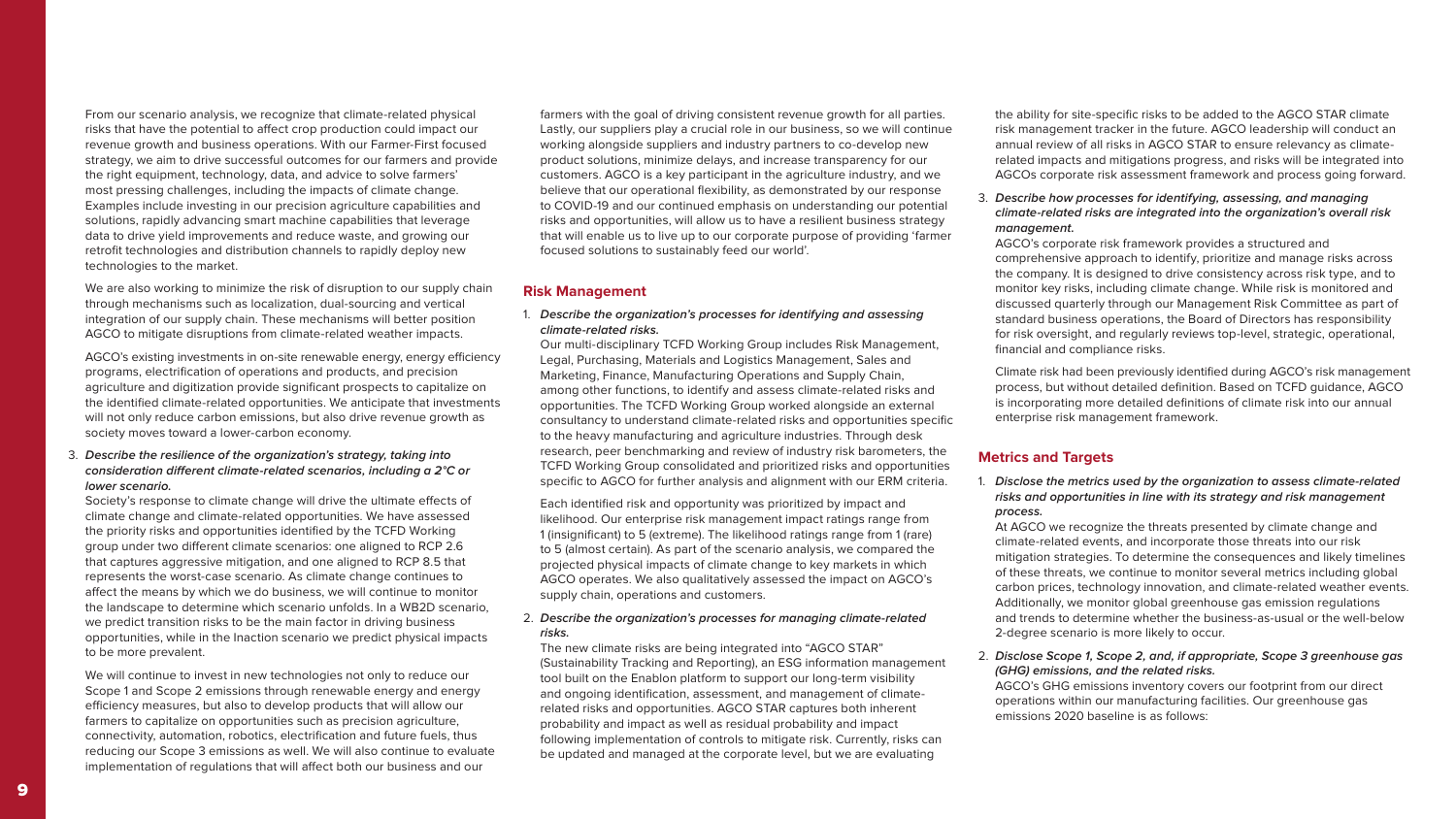From our scenario analysis, we recognize that climate-related physical risks that have the potential to affect crop production could impact our revenue growth and business operations. With our Farmer-First focused strategy, we aim to drive successful outcomes for our farmers and provide the right equipment, technology, data, and advice to solve farmers' most pressing challenges, including the impacts of climate change. Examples include investing in our precision agriculture capabilities and solutions, rapidly advancing smart machine capabilities that leverage data to drive yield improvements and reduce waste, and growing our retrofit technologies and distribution channels to rapidly deploy new technologies to the market.

We are also working to minimize the risk of disruption to our supply chain through mechanisms such as localization, dual-sourcing and vertical integration of our supply chain. These mechanisms will better position AGCO to mitigate disruptions from climate-related weather impacts.

AGCO's existing investments in on-site renewable energy, energy efficiency programs, electrification of operations and products, and precision agriculture and digitization provide significant prospects to capitalize on the identified climate-related opportunities. We anticipate that investments will not only reduce carbon emissions, but also drive revenue growth as society moves toward a lower-carbon economy.

3. ***Describe the resilience of the organization's strategy, taking into consideration different climate-related scenarios, including a 2°C or lower scenario.***

   Society's response to climate change will drive the ultimate effects of climate change and climate-related opportunities. We have assessed the priority risks and opportunities identified by the TCFD Working group under two different climate scenarios: one aligned to RCP 2.6 that captures aggressive mitigation, and one aligned to RCP 8.5 that represents the worst-case scenario. As climate change continues to affect the means by which we do business, we will continue to monitor the landscape to determine which scenario unfolds. In a WB2D scenario, we predict transition risks to be the main factor in driving business opportunities, while in the Inaction scenario we predict physical impacts to be more prevalent.

   We will continue to invest in new technologies not only to reduce our Scope 1 and Scope 2 emissions through renewable energy and energy efficiency measures, but also to develop products that will allow our farmers to capitalize on opportunities such as precision agriculture, connectivity, automation, robotics, electrification and future fuels, thus reducing our Scope 3 emissions as well. We will also continue to evaluate implementation of regulations that will affect both our business and our farmers with the goal of driving consistent revenue growth for all parties. Lastly, our suppliers play a crucial role in our business, so we will continue working alongside suppliers and industry partners to co-develop new product solutions, minimize delays, and increase transparency for our customers. AGCO is a key participant in the agriculture industry, and we believe that our operational flexibility, as demonstrated by our response to COVID-19 and our continued emphasis on understanding our potential risks and opportunities, will allow us to have a resilient business strategy that will enable us to live up to our corporate purpose of providing 'farmer focused solutions to sustainably feed our world'.

## Risk Management

1. ***Describe the organization's processes for identifying and assessing climate-related risks.***

   Our multi-disciplinary TCFD Working Group includes Risk Management, Legal, Purchasing, Materials and Logistics Management, Sales and Marketing, Finance, Manufacturing Operations and Supply Chain, among other functions, to identify and assess climate-related risks and opportunities. The TCFD Working Group worked alongside an external consultancy to understand climate-related risks and opportunities specific to the heavy manufacturing and agriculture industries. Through desk research, peer benchmarking and review of industry risk barometers, the TCFD Working Group consolidated and prioritized risks and opportunities specific to AGCO for further analysis and alignment with our ERM criteria.

   Each identified risk and opportunity was prioritized by impact and likelihood. Our enterprise risk management impact ratings range from 1 (insignificant) to 5 (extreme). The likelihood ratings range from 1 (rare) to 5 (almost certain). As part of the scenario analysis, we compared the projected physical impacts of climate change to key markets in which AGCO operates. We also qualitatively assessed the impact on AGCO's supply chain, operations and customers.

2. ***Describe the organization's processes for managing climate-related risks.***

   The new climate risks are being integrated into "AGCO STAR" (Sustainability Tracking and Reporting), an ESG information management tool built on the Enablon platform to support our long-term visibility and ongoing identification, assessment, and management of climate-related risks and opportunities. AGCO STAR captures both inherent probability and impact as well as residual probability and impact following implementation of controls to mitigate risk. Currently, risks can be updated and managed at the corporate level, but we are evaluating the ability for site-specific risks to be added to the AGCO STAR climate risk management tracker in the future. AGCO leadership will conduct an annual review of all risks in AGCO STAR to ensure relevancy as climate-related impacts and mitigations progress, and risks will be integrated into AGCOs corporate risk assessment framework and process going forward.

3. ***Describe how processes for identifying, assessing, and managing climate-related risks are integrated into the organization's overall risk management.***

   AGCO's corporate risk framework provides a structured and comprehensive approach to identify, prioritize and manage risks across the company. It is designed to drive consistency across risk type, and to monitor key risks, including climate change. While risk is monitored and discussed quarterly through our Management Risk Committee as part of standard business operations, the Board of Directors has responsibility for risk oversight, and regularly reviews top-level, strategic, operational, financial and compliance risks.

   Climate risk had been previously identified during AGCO's risk management process, but without detailed definition. Based on TCFD guidance, AGCO is incorporating more detailed definitions of climate risk into our annual enterprise risk management framework.

## Metrics and Targets

1. ***Disclose the metrics used by the organization to assess climate-related risks and opportunities in line with its strategy and risk management process.***

   At AGCO we recognize the threats presented by climate change and climate-related events, and incorporate those threats into our risk mitigation strategies. To determine the consequences and likely timelines of these threats, we continue to monitor several metrics including global carbon prices, technology innovation, and climate-related weather events. Additionally, we monitor global greenhouse gas emission regulations and trends to determine whether the business-as-usual or the well-below 2-degree scenario is more likely to occur.

2. ***Disclose Scope 1, Scope 2, and, if appropriate, Scope 3 greenhouse gas (GHG) emissions, and the related risks.***

   AGCO's GHG emissions inventory covers our footprint from our direct operations within our manufacturing facilities. Our greenhouse gas emissions 2020 baseline is as follows: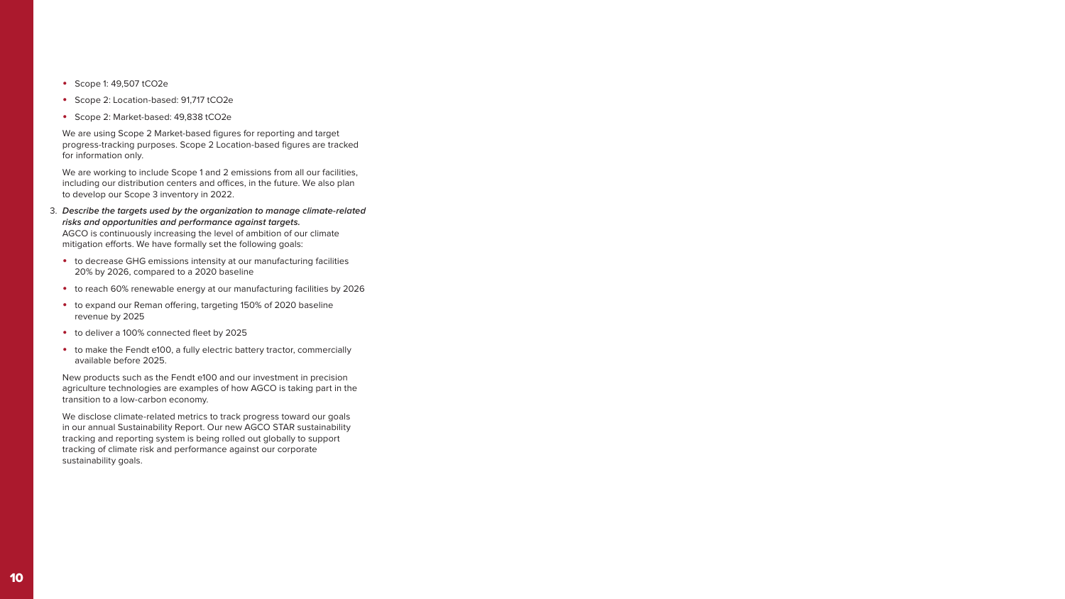- Scope 1: 49,507 $tCO_2e$
- Scope 2: Location-based: 91,717 $tCO_2e$
- Scope 2: Market-based: 49,838 $tCO_2e$

We are using Scope 2 Market-based figures for reporting and target progress-tracking purposes. Scope 2 Location-based figures are tracked for information only.

We are working to include Scope 1 and 2 emissions from all our facilities, including our distribution centers and offices, in the future. We also plan to develop our Scope 3 inventory in 2022.

3. ***Describe the targets used by the organization to manage climate-related risks and opportunities and performance against targets.***
   AGCO is continuously increasing the level of ambition of our climate mitigation efforts. We have formally set the following goals:

- to decrease GHG emissions intensity at our manufacturing facilities 20% by 2026, compared to a 2020 baseline
- to reach 60% renewable energy at our manufacturing facilities by 2026
- to expand our Reman offering, targeting 150% of 2020 baseline revenue by 2025
- to deliver a 100% connected fleet by 2025
- to make the Fendt e100, a fully electric battery tractor, commercially available before 2025.

New products such as the Fendt e100 and our investment in precision agriculture technologies are examples of how AGCO is taking part in the transition to a low-carbon economy.

We disclose climate-related metrics to track progress toward our goals in our annual Sustainability Report. Our new AGCO STAR sustainability tracking and reporting system is being rolled out globally to support tracking of climate risk and performance against our corporate sustainability goals.